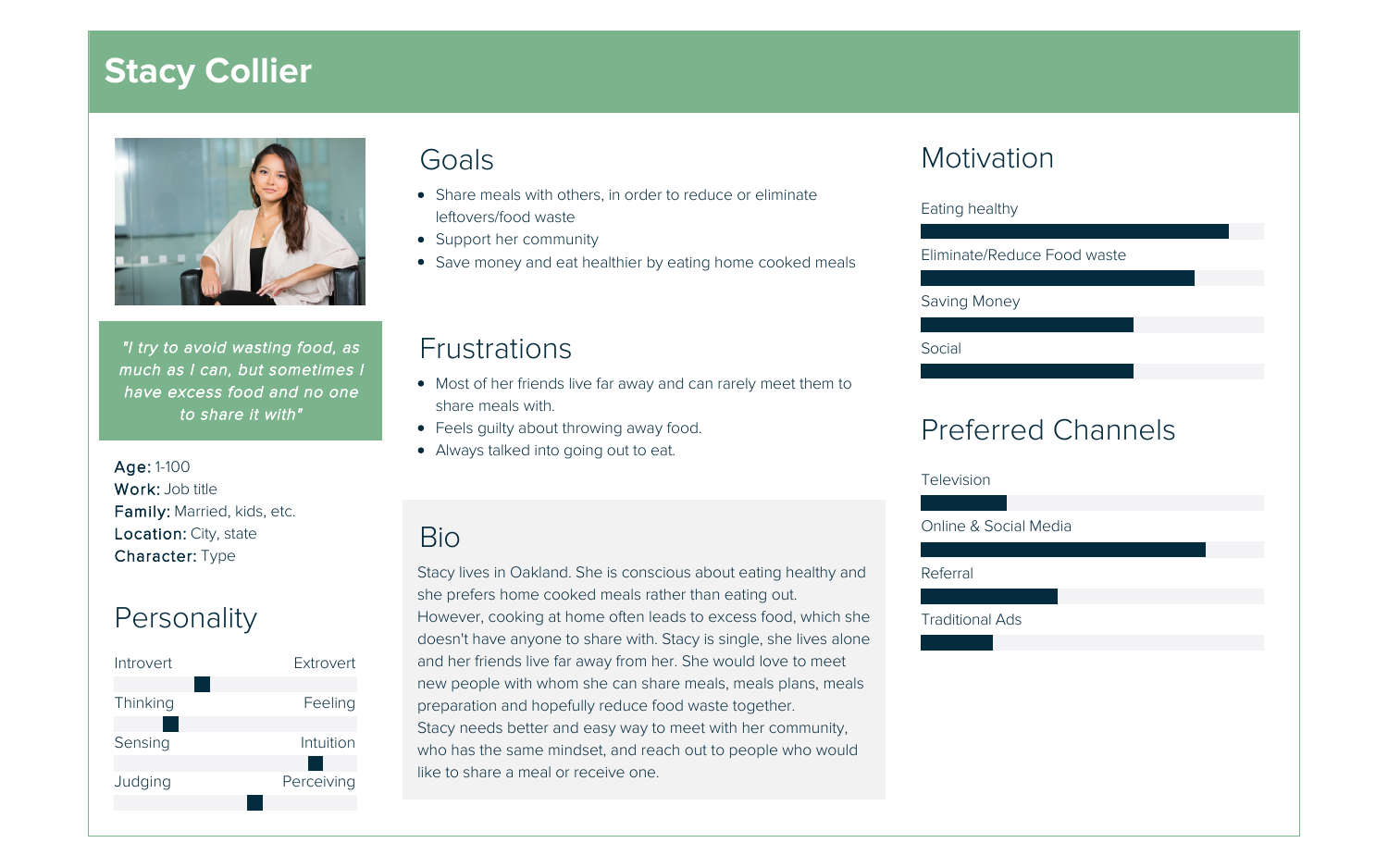# Stacy Collier

*"I try to avoid wasting food, as much as I can, but sometimes I have excess food and no one to share it with"*

**Age:** 1-100
**Work:** Job title
**Family:** Married, kids, etc.
**Location:** City, state
**Character:** Type

## Personality

Introvert — Extrovert
Thinking — Feeling
Sensing — Intuition
Judging — Perceiving

## Goals

- Share meals with others, in order to reduce or eliminate leftovers/food waste
- Support her community
- Save money and eat healthier by eating home cooked meals

## Frustrations

- Most of her friends live far away and can rarely meet them to share meals with.
- Feels guilty about throwing away food.
- Always talked into going out to eat.

## Bio

Stacy lives in Oakland. She is conscious about eating healthy and she prefers home cooked meals rather than eating out. However, cooking at home often leads to excess food, which she doesn't have anyone to share with. Stacy is single, she lives alone and her friends live far away from her. She would love to meet new people with whom she can share meals, meals plans, meals preparation and hopefully reduce food waste together.
Stacy needs better and easy way to meet with her community, who has the same mindset, and reach out to people who would like to share a meal or receive one.

## Motivation

Eating healthy
Eliminate/Reduce Food waste
Saving Money
Social

## Preferred Channels

Television
Online & Social Media
Referral
Traditional Ads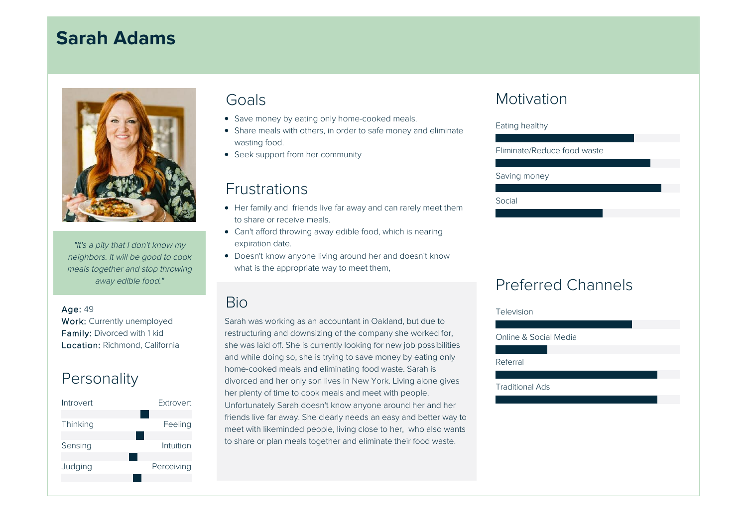# Sarah Adams

*"It's a pity that I don't know my neighbors. It will be good to cook meals together and stop throwing away edible food."*

**Age:** 49
**Work:** Currently unemployed
**Family:** Divorced with 1 kid
**Location:** Richmond, California

## Personality

Introvert — Extrovert
Thinking — Feeling
Sensing — Intuition
Judging — Perceiving

## Goals

- Save money by eating only home-cooked meals.
- Share meals with others, in order to safe money and eliminate wasting food.
- Seek support from her community

## Frustrations

- Her family and friends live far away and can rarely meet them to share or receive meals.
- Can't afford throwing away edible food, which is nearing expiration date.
- Doesn't know anyone living around her and doesn't know what is the appropriate way to meet them,

## Bio

Sarah was working as an accountant in Oakland, but due to restructuring and downsizing of the company she worked for, she was laid off. She is currently looking for new job possibilities and while doing so, she is trying to save money by eating only home-cooked meals and eliminating food waste. Sarah is divorced and her only son lives in New York. Living alone gives her plenty of time to cook meals and meet with people. Unfortunately Sarah doesn't know anyone around her and her friends live far away. She clearly needs an easy and better way to meet with likeminded people, living close to her, who also wants to share or plan meals together and eliminate their food waste.

## Motivation

Eating healthy
Eliminate/Reduce food waste
Saving money
Social

## Preferred Channels

Television
Online & Social Media
Referral
Traditional Ads